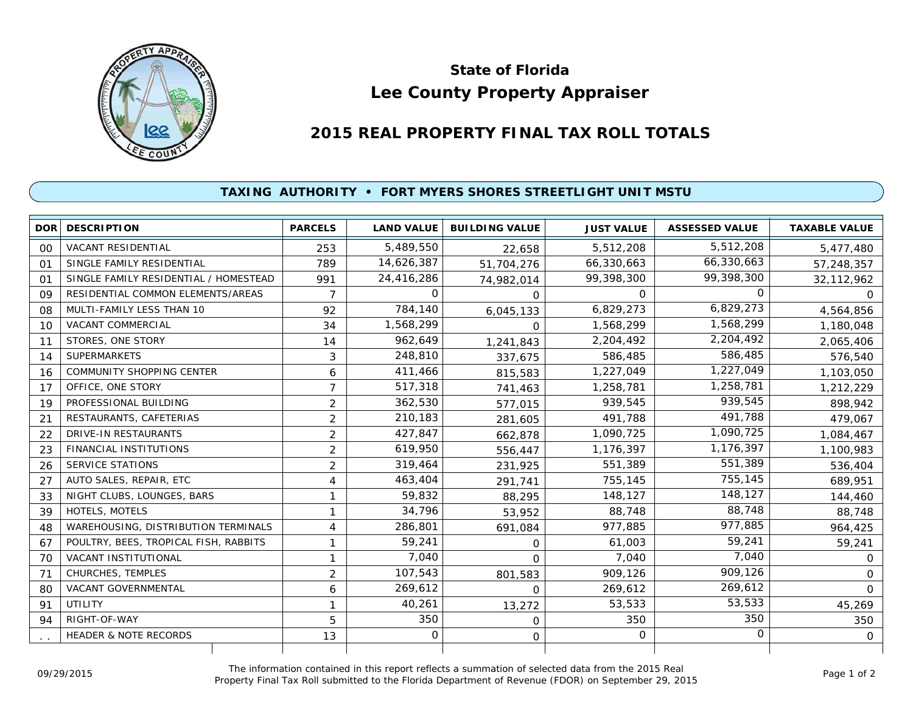# State of Florida
# Lee County Property Appraiser

## 2015 REAL PROPERTY FINAL TAX ROLL TOTALS

### TAXING AUTHORITY • FORT MYERS SHORES STREETLIGHT UNIT MSTU

| DOR | DESCRIPTION | PARCELS | LAND VALUE | BUILDING VALUE | JUST VALUE | ASSESSED VALUE | TAXABLE VALUE |
|---|---|---|---|---|---|---|---|
| 00 | VACANT RESIDENTIAL | 253 | 5,489,550 | 22,658 | 5,512,208 | 5,512,208 | 5,477,480 |
| 01 | SINGLE FAMILY RESIDENTIAL | 789 | 14,626,387 | 51,704,276 | 66,330,663 | 66,330,663 | 57,248,357 |
| 01 | SINGLE FAMILY RESIDENTIAL / HOMESTEAD | 991 | 24,416,286 | 74,982,014 | 99,398,300 | 99,398,300 | 32,112,962 |
| 09 | RESIDENTIAL COMMON ELEMENTS/AREAS | 7 | 0 | 0 | 0 | 0 | 0 |
| 08 | MULTI-FAMILY LESS THAN 10 | 92 | 784,140 | 6,045,133 | 6,829,273 | 6,829,273 | 4,564,856 |
| 10 | VACANT COMMERCIAL | 34 | 1,568,299 | 0 | 1,568,299 | 1,568,299 | 1,180,048 |
| 11 | STORES, ONE STORY | 14 | 962,649 | 1,241,843 | 2,204,492 | 2,204,492 | 2,065,406 |
| 14 | SUPERMARKETS | 3 | 248,810 | 337,675 | 586,485 | 586,485 | 576,540 |
| 16 | COMMUNITY SHOPPING CENTER | 6 | 411,466 | 815,583 | 1,227,049 | 1,227,049 | 1,103,050 |
| 17 | OFFICE, ONE STORY | 7 | 517,318 | 741,463 | 1,258,781 | 1,258,781 | 1,212,229 |
| 19 | PROFESSIONAL BUILDING | 2 | 362,530 | 577,015 | 939,545 | 939,545 | 898,942 |
| 21 | RESTAURANTS, CAFETERIAS | 2 | 210,183 | 281,605 | 491,788 | 491,788 | 479,067 |
| 22 | DRIVE-IN RESTAURANTS | 2 | 427,847 | 662,878 | 1,090,725 | 1,090,725 | 1,084,467 |
| 23 | FINANCIAL INSTITUTIONS | 2 | 619,950 | 556,447 | 1,176,397 | 1,176,397 | 1,100,983 |
| 26 | SERVICE STATIONS | 2 | 319,464 | 231,925 | 551,389 | 551,389 | 536,404 |
| 27 | AUTO SALES, REPAIR, ETC | 4 | 463,404 | 291,741 | 755,145 | 755,145 | 689,951 |
| 33 | NIGHT CLUBS, LOUNGES, BARS | 1 | 59,832 | 88,295 | 148,127 | 148,127 | 144,460 |
| 39 | HOTELS, MOTELS | 1 | 34,796 | 53,952 | 88,748 | 88,748 | 88,748 |
| 48 | WAREHOUSING, DISTRIBUTION TERMINALS | 4 | 286,801 | 691,084 | 977,885 | 977,885 | 964,425 |
| 67 | POULTRY, BEES, TROPICAL FISH, RABBITS | 1 | 59,241 | 0 | 61,003 | 59,241 | 59,241 |
| 70 | VACANT INSTITUTIONAL | 1 | 7,040 | 0 | 7,040 | 7,040 | 0 |
| 71 | CHURCHES, TEMPLES | 2 | 107,543 | 801,583 | 909,126 | 909,126 | 0 |
| 80 | VACANT GOVERNMENTAL | 6 | 269,612 | 0 | 269,612 | 269,612 | 0 |
| 91 | UTILITY | 1 | 40,261 | 13,272 | 53,533 | 53,533 | 45,269 |
| 94 | RIGHT-OF-WAY | 5 | 350 | 0 | 350 | 350 | 350 |
| . . | HEADER & NOTE RECORDS | 13 | 0 | 0 | 0 | 0 | 0 |

09/29/2015

The information contained in this report reflects a summation of selected data from the 2015 Real Property Final Tax Roll submitted to the Florida Department of Revenue (FDOR) on September 29, 2015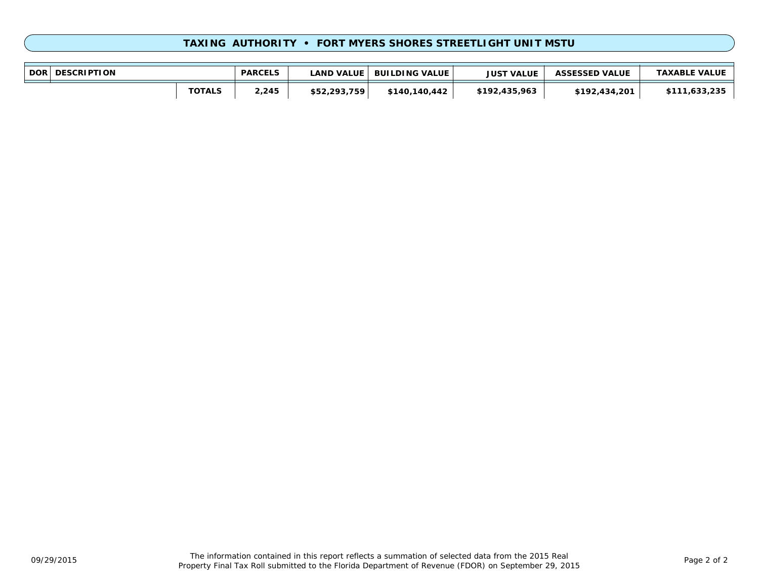## TAXING AUTHORITY • FORT MYERS SHORES STREETLIGHT UNIT MSTU

| DOR | DESCRIPTION | | PARCELS | LAND VALUE | BUILDING VALUE | JUST VALUE | ASSESSED VALUE | TAXABLE VALUE |
|---|---|---|---|---|---|---|---|---|
| | | TOTALS | 2,245 | $52,293,759 | $140,140,442 | $192,435,963 | $192,434,201 | $111,633,235 |

09/29/2015

The information contained in this report reflects a summation of selected data from the 2015 Real Property Final Tax Roll submitted to the Florida Department of Revenue (FDOR) on September 29, 2015